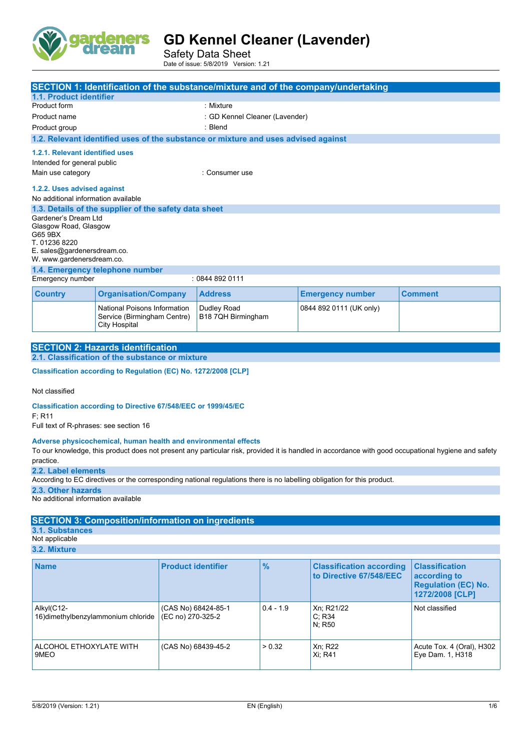# GD Kennel Cleaner (Lavender)

Safety Data Sheet

Date of issue: 5/8/2019 Version: 1.21

## SECTION 1: Identification of the substance/mixture and of the company/undertaking

### 1.1. Product identifier

Product form : Mixture

Product name : GD Kennel Cleaner (Lavender)

Product group : Blend

### 1.2. Relevant identified uses of the substance or mixture and uses advised against

#### 1.2.1. Relevant identified uses

Intended for general public

Main use category : Consumer use

#### 1.2.2. Uses advised against

No additional information available

### 1.3. Details of the supplier of the safety data sheet

Gardener's Dream Ltd
Glasgow Road, Glasgow
G65 9BX
T. 01236 8220
E. sales@gardenersdream.co.
W. www.gardenersdream.co.

### 1.4. Emergency telephone number

Emergency number : 0844 892 0111

| Country | Organisation/Company | Address | Emergency number | Comment |
|---|---|---|---|---|
| | National Poisons Information Service (Birmingham Centre) City Hospital | Dudley Road B18 7QH Birmingham | 0844 892 0111 (UK only) | |

## SECTION 2: Hazards identification

### 2.1. Classification of the substance or mixture

**Classification according to Regulation (EC) No. 1272/2008 [CLP]**

Not classified

**Classification according to Directive 67/548/EEC or 1999/45/EC**

F; R11

Full text of R-phrases: see section 16

**Adverse physicochemical, human health and environmental effects**

To our knowledge, this product does not present any particular risk, provided it is handled in accordance with good occupational hygiene and safety practice.

### 2.2. Label elements

According to EC directives or the corresponding national regulations there is no labelling obligation for this product.

### 2.3. Other hazards

No additional information available

## SECTION 3: Composition/information on ingredients

### 3.1. Substances

Not applicable

### 3.2. Mixture

| Name | Product identifier | % | Classification according to Directive 67/548/EEC | Classification according to Regulation (EC) No. 1272/2008 [CLP] |
|---|---|---|---|---|
| Alkyl(C12-16)dimethylbenzylammonium chloride | (CAS No) 68424-85-1 (EC no) 270-325-2 | 0.4 - 1.9 | Xn; R21/22 C; R34 N; R50 | Not classified |
| ALCOHOL ETHOXYLATE WITH 9MEO | (CAS No) 68439-45-2 | > 0.32 | Xn; R22 Xi; R41 | Acute Tox. 4 (Oral), H302 Eye Dam. 1, H318 |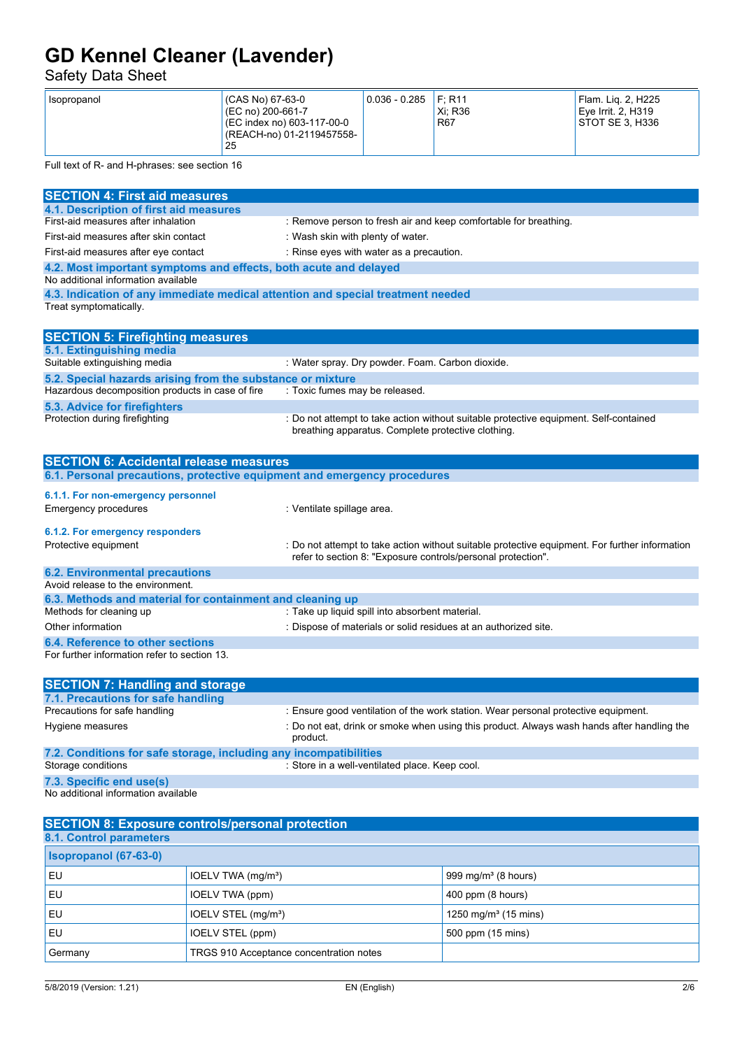| Isopropanol | (CAS No) 67-63-0<br>(EC no) 200-661-7<br>(EC index no) 603-117-00-0<br>(REACH-no) 01-2119457558-25 | 0.036 - 0.285 | F; R11<br>Xi; R36<br>R67 | Flam. Liq. 2, H225<br>Eye Irrit. 2, H319<br>STOT SE 3, H336 |
|---|---|---|---|---|

Full text of R- and H-phrases: see section 16

## SECTION 4: First aid measures

### 4.1. Description of first aid measures

First-aid measures after inhalation : Remove person to fresh air and keep comfortable for breathing.

First-aid measures after skin contact : Wash skin with plenty of water.

First-aid measures after eye contact : Rinse eyes with water as a precaution.

### 4.2. Most important symptoms and effects, both acute and delayed

No additional information available

### 4.3. Indication of any immediate medical attention and special treatment needed

Treat symptomatically.

## SECTION 5: Firefighting measures

### 5.1. Extinguishing media

Suitable extinguishing media : Water spray. Dry powder. Foam. Carbon dioxide.

### 5.2. Special hazards arising from the substance or mixture

Hazardous decomposition products in case of fire : Toxic fumes may be released.

### 5.3. Advice for firefighters

Protection during firefighting : Do not attempt to take action without suitable protective equipment. Self-contained breathing apparatus. Complete protective clothing.

## SECTION 6: Accidental release measures

### 6.1. Personal precautions, protective equipment and emergency procedures

#### 6.1.1. For non-emergency personnel

Emergency procedures : Ventilate spillage area.

#### 6.1.2. For emergency responders

Protective equipment : Do not attempt to take action without suitable protective equipment. For further information refer to section 8: "Exposure controls/personal protection".

### 6.2. Environmental precautions

Avoid release to the environment.

### 6.3. Methods and material for containment and cleaning up

Methods for cleaning up : Take up liquid spill into absorbent material.

Other information : Dispose of materials or solid residues at an authorized site.

### 6.4. Reference to other sections

For further information refer to section 13.

## SECTION 7: Handling and storage

### 7.1. Precautions for safe handling

Precautions for safe handling : Ensure good ventilation of the work station. Wear personal protective equipment.

Hygiene measures : Do not eat, drink or smoke when using this product. Always wash hands after handling the product.

### 7.2. Conditions for safe storage, including any incompatibilities

Storage conditions : Store in a well-ventilated place. Keep cool.

### 7.3. Specific end use(s)

No additional information available

## SECTION 8: Exposure controls/personal protection

### 8.1. Control parameters

| Isopropanol (67-63-0) | | |
|---|---|---|
| EU | IOELV TWA (mg/m³) | 999 mg/m³ (8 hours) |
| EU | IOELV TWA (ppm) | 400 ppm (8 hours) |
| EU | IOELV STEL (mg/m³) | 1250 mg/m³ (15 mins) |
| EU | IOELV STEL (ppm) | 500 ppm (15 mins) |
| Germany | TRGS 910 Acceptance concentration notes | |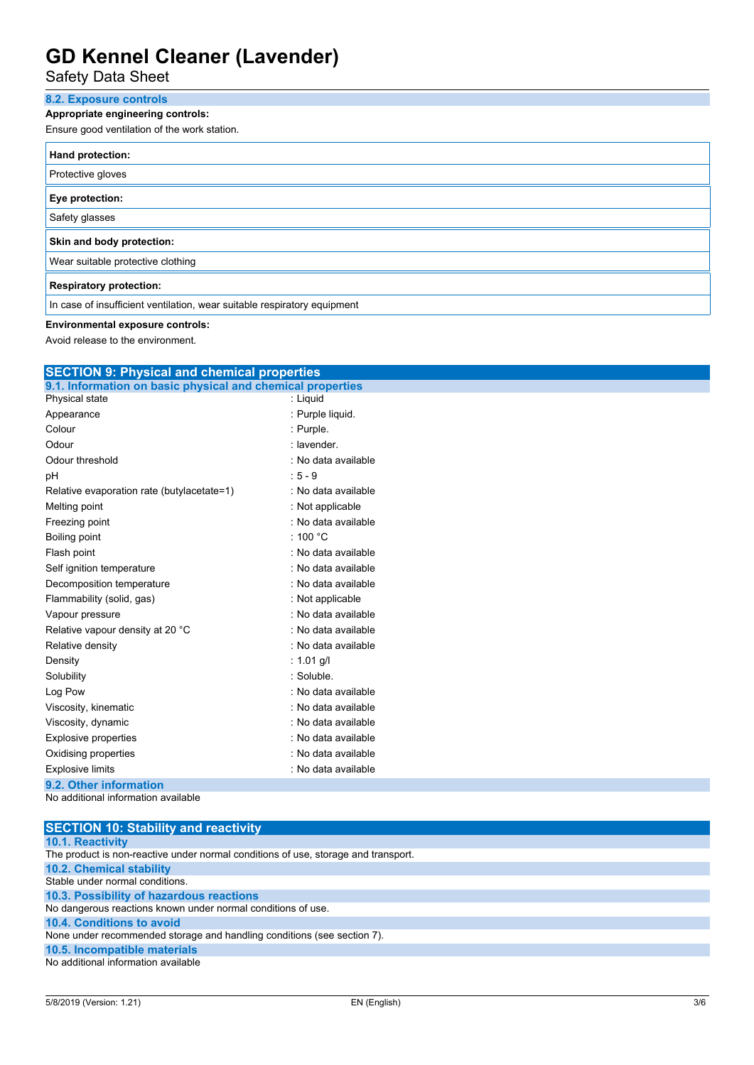### 8.2. Exposure controls

**Appropriate engineering controls:**

Ensure good ventilation of the work station.

| **Hand protection:** |
|---|
| Protective gloves |

| **Eye protection:** |
|---|
| Safety glasses |

| **Skin and body protection:** |
|---|
| Wear suitable protective clothing |

| **Respiratory protection:** |
|---|
| In case of insufficient ventilation, wear suitable respiratory equipment |

**Environmental exposure controls:**

Avoid release to the environment.

## SECTION 9: Physical and chemical properties

### 9.1. Information on basic physical and chemical properties

| | |
|---|---|
| Physical state | : Liquid |
| Appearance | : Purple liquid. |
| Colour | : Purple. |
| Odour | : lavender. |
| Odour threshold | : No data available |
| pH | : 5 - 9 |
| Relative evaporation rate (butylacetate=1) | : No data available |
| Melting point | : Not applicable |
| Freezing point | : No data available |
| Boiling point | : 100 °C |
| Flash point | : No data available |
| Self ignition temperature | : No data available |
| Decomposition temperature | : No data available |
| Flammability (solid, gas) | : Not applicable |
| Vapour pressure | : No data available |
| Relative vapour density at 20 °C | : No data available |
| Relative density | : No data available |
| Density | : 1.01 g/l |
| Solubility | : Soluble. |
| Log Pow | : No data available |
| Viscosity, kinematic | : No data available |
| Viscosity, dynamic | : No data available |
| Explosive properties | : No data available |
| Oxidising properties | : No data available |
| Explosive limits | : No data available |

### 9.2. Other information

No additional information available

## SECTION 10: Stability and reactivity

### 10.1. Reactivity

The product is non-reactive under normal conditions of use, storage and transport.

### 10.2. Chemical stability

Stable under normal conditions.

### 10.3. Possibility of hazardous reactions

No dangerous reactions known under normal conditions of use.

### 10.4. Conditions to avoid

None under recommended storage and handling conditions (see section 7).

### 10.5. Incompatible materials

No additional information available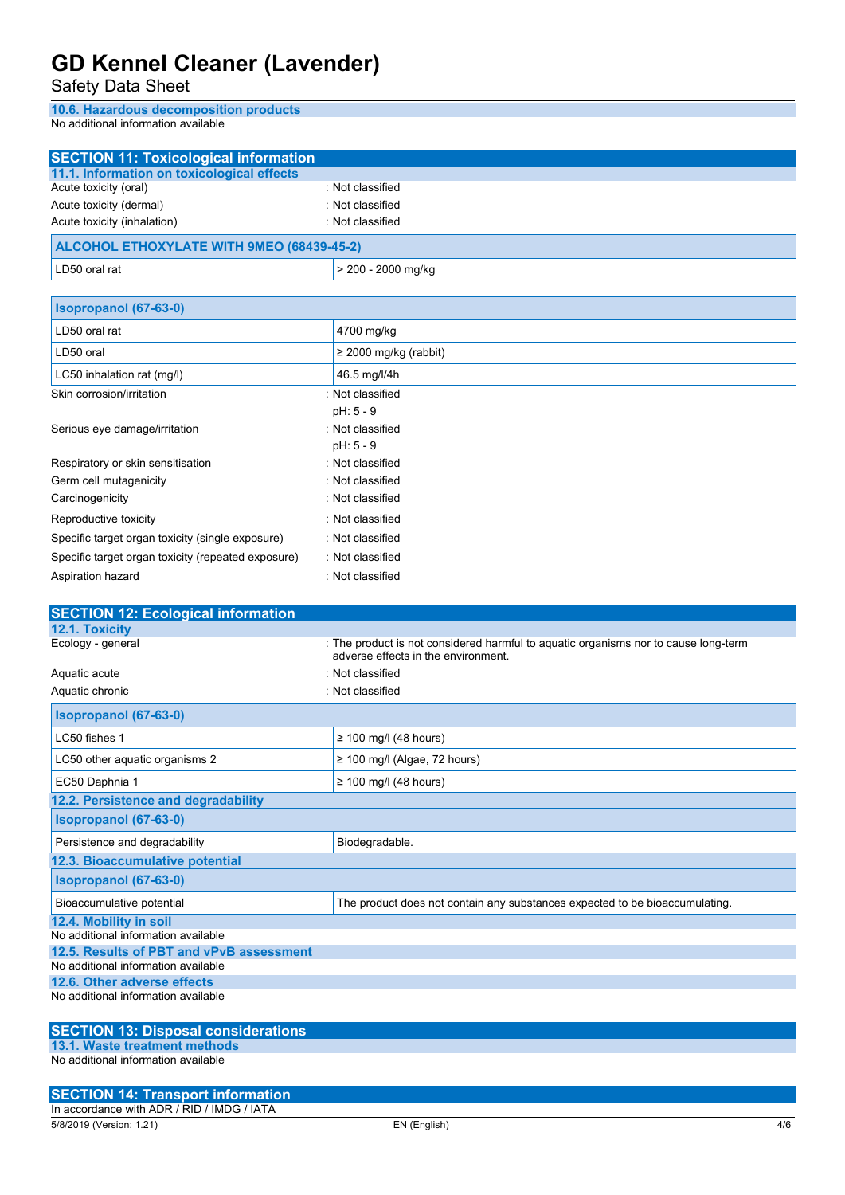### 10.6. Hazardous decomposition products

No additional information available

## SECTION 11: Toxicological information

### 11.1. Information on toxicological effects

Acute toxicity (oral) : Not classified

Acute toxicity (dermal) : Not classified

Acute toxicity (inhalation) : Not classified

| ALCOHOL ETHOXYLATE WITH 9MEO (68439-45-2) | |
|---|---|
| LD50 oral rat | > 200 - 2000 mg/kg |

| Isopropanol (67-63-0) | |
|---|---|
| LD50 oral rat | 4700 mg/kg |
| LD50 oral | ≥ 2000 mg/kg (rabbit) |
| LC50 inhalation rat (mg/l) | 46.5 mg/l/4h |

Skin corrosion/irritation : Not classified

pH: 5 - 9

Serious eye damage/irritation : Not classified

pH: 5 - 9

Respiratory or skin sensitisation : Not classified

Germ cell mutagenicity : Not classified

Carcinogenicity : Not classified

Reproductive toxicity : Not classified

Specific target organ toxicity (single exposure) : Not classified

Specific target organ toxicity (repeated exposure) : Not classified

Aspiration hazard : Not classified

## SECTION 12: Ecological information

### 12.1. Toxicity

Ecology - general : The product is not considered harmful to aquatic organisms nor to cause long-term adverse effects in the environment.

Aquatic acute : Not classified

Aquatic chronic : Not classified

| Isopropanol (67-63-0) | |
|---|---|
| LC50 fishes 1 | ≥ 100 mg/l (48 hours) |
| LC50 other aquatic organisms 2 | ≥ 100 mg/l (Algae, 72 hours) |
| EC50 Daphnia 1 | ≥ 100 mg/l (48 hours) |

### 12.2. Persistence and degradability

| Isopropanol (67-63-0) | |
|---|---|
| Persistence and degradability | Biodegradable. |

### 12.3. Bioaccumulative potential

| Isopropanol (67-63-0) | |
|---|---|
| Bioaccumulative potential | The product does not contain any substances expected to be bioaccumulating. |

### 12.4. Mobility in soil

No additional information available

### 12.5. Results of PBT and vPvB assessment

No additional information available

### 12.6. Other adverse effects

No additional information available

## SECTION 13: Disposal considerations

### 13.1. Waste treatment methods

No additional information available

## SECTION 14: Transport information

In accordance with ADR / RID / IMDG / IATA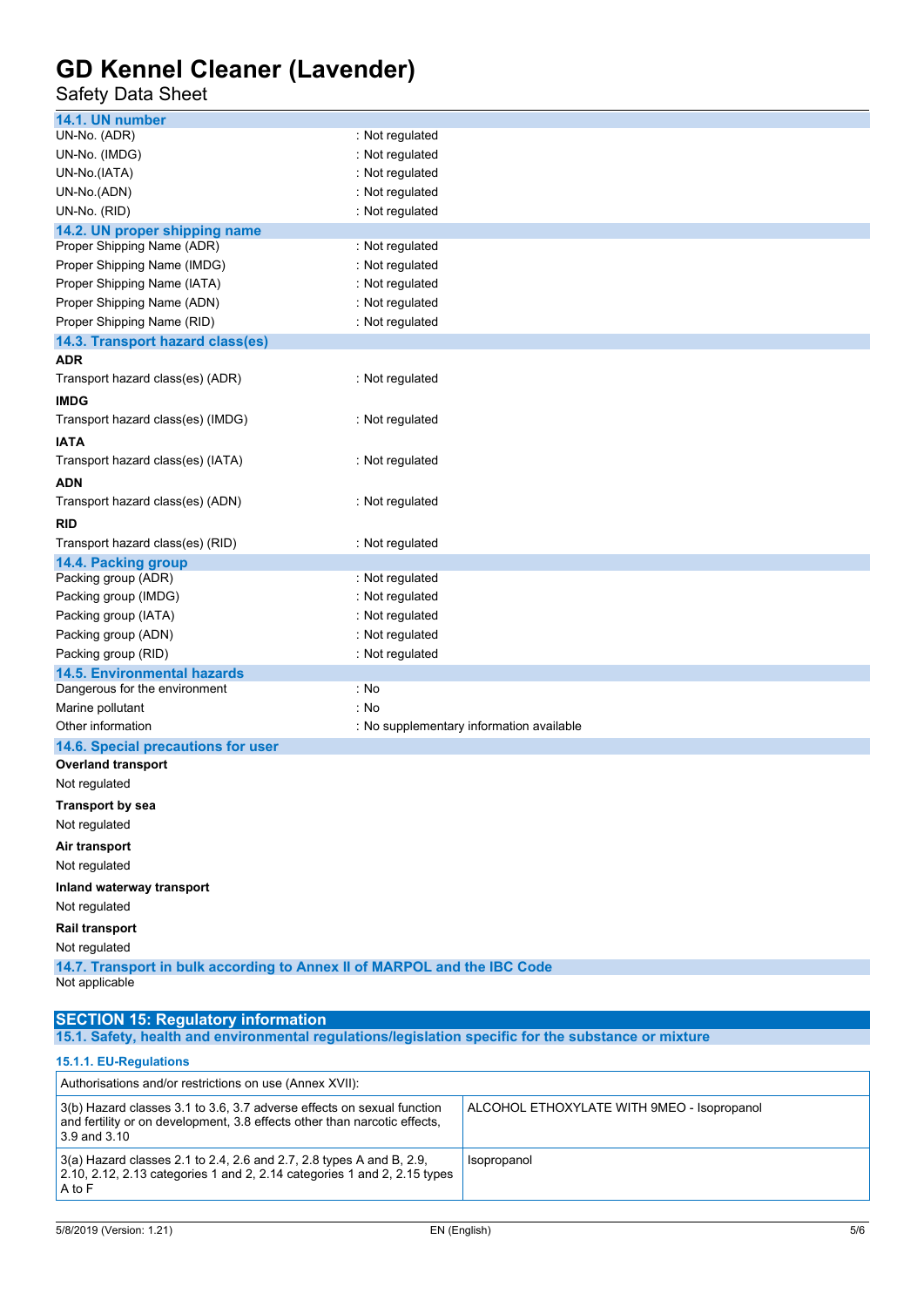### 14.1. UN number

UN-No. (ADR) : Not regulated
UN-No. (IMDG) : Not regulated
UN-No.(IATA) : Not regulated
UN-No.(ADN) : Not regulated
UN-No. (RID) : Not regulated

### 14.2. UN proper shipping name

Proper Shipping Name (ADR) : Not regulated
Proper Shipping Name (IMDG) : Not regulated
Proper Shipping Name (IATA) : Not regulated
Proper Shipping Name (ADN) : Not regulated
Proper Shipping Name (RID) : Not regulated

### 14.3. Transport hazard class(es)

**ADR**

Transport hazard class(es) (ADR) : Not regulated

**IMDG**

Transport hazard class(es) (IMDG) : Not regulated

**IATA**

Transport hazard class(es) (IATA) : Not regulated

**ADN**

Transport hazard class(es) (ADN) : Not regulated

**RID**

Transport hazard class(es) (RID) : Not regulated

### 14.4. Packing group

Packing group (ADR) : Not regulated
Packing group (IMDG) : Not regulated
Packing group (IATA) : Not regulated
Packing group (ADN) : Not regulated
Packing group (RID) : Not regulated

### 14.5. Environmental hazards

Dangerous for the environment : No
Marine pollutant : No
Other information : No supplementary information available

### 14.6. Special precautions for user

**Overland transport**

Not regulated

**Transport by sea**

Not regulated

**Air transport**

Not regulated

**Inland waterway transport**

Not regulated

**Rail transport**

Not regulated

### 14.7. Transport in bulk according to Annex II of MARPOL and the IBC Code

Not applicable

## SECTION 15: Regulatory information

### 15.1. Safety, health and environmental regulations/legislation specific for the substance or mixture

#### 15.1.1. EU-Regulations

| Authorisations and/or restrictions on use (Annex XVII): | |
|---|---|
| 3(b) Hazard classes 3.1 to 3.6, 3.7 adverse effects on sexual function and fertility or on development, 3.8 effects other than narcotic effects, 3.9 and 3.10 | ALCOHOL ETHOXYLATE WITH 9MEO - Isopropanol |
| 3(a) Hazard classes 2.1 to 2.4, 2.6 and 2.7, 2.8 types A and B, 2.9, 2.10, 2.12, 2.13 categories 1 and 2, 2.14 categories 1 and 2, 2.15 types A to F | Isopropanol |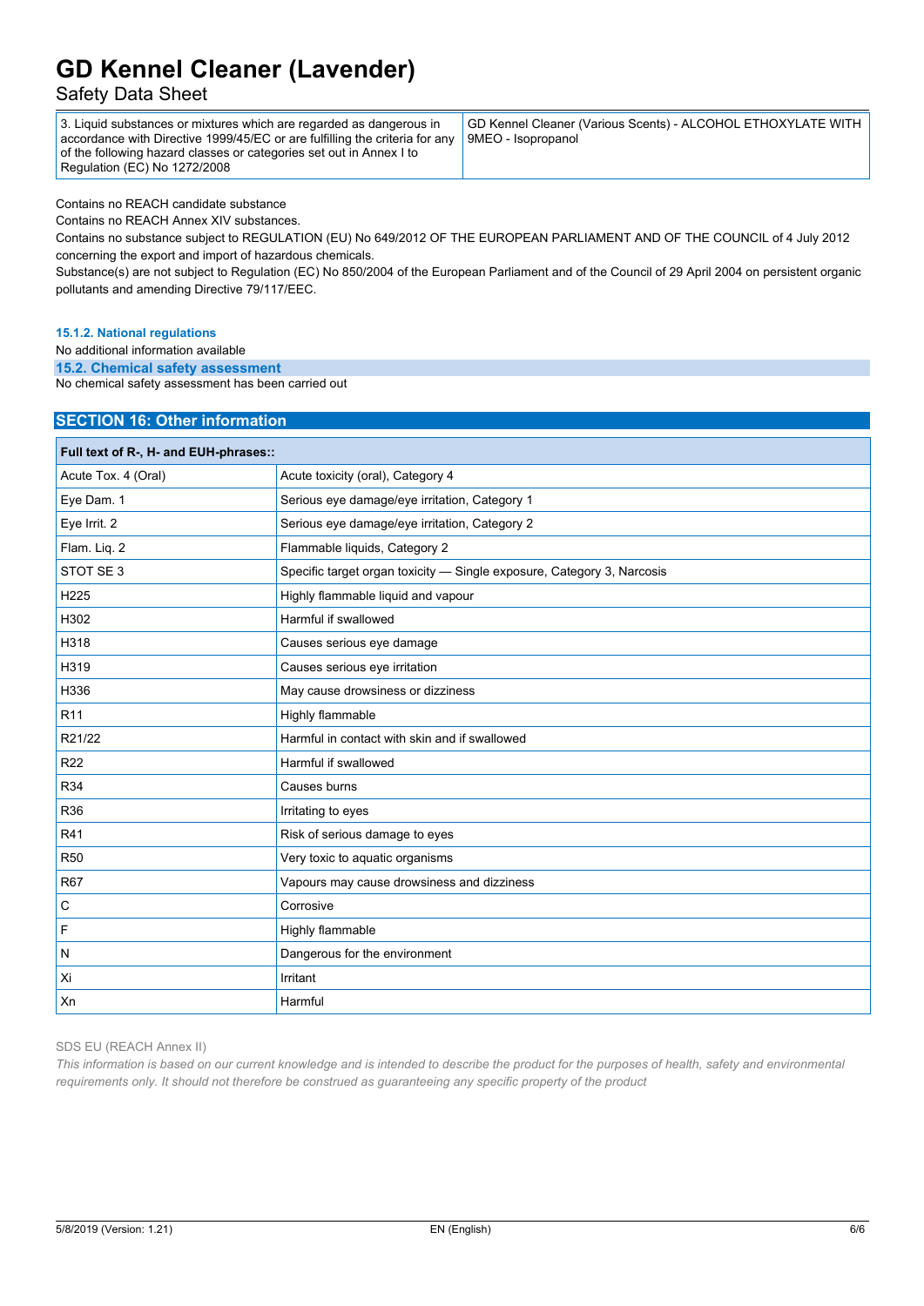| | |
|---|---|
| 3. Liquid substances or mixtures which are regarded as dangerous in accordance with Directive 1999/45/EC or are fulfilling the criteria for any of the following hazard classes or categories set out in Annex I to Regulation (EC) No 1272/2008 | GD Kennel Cleaner (Various Scents) - ALCOHOL ETHOXYLATE WITH 9MEO - Isopropanol |

Contains no REACH candidate substance

Contains no REACH Annex XIV substances.

Contains no substance subject to REGULATION (EU) No 649/2012 OF THE EUROPEAN PARLIAMENT AND OF THE COUNCIL of 4 July 2012 concerning the export and import of hazardous chemicals.

Substance(s) are not subject to Regulation (EC) No 850/2004 of the European Parliament and of the Council of 29 April 2004 on persistent organic pollutants and amending Directive 79/117/EEC.

#### 15.1.2. National regulations

No additional information available

### 15.2. Chemical safety assessment

No chemical safety assessment has been carried out

## SECTION 16: Other information

| Full text of R-, H- and EUH-phrases:: | |
|---|---|
| Acute Tox. 4 (Oral) | Acute toxicity (oral), Category 4 |
| Eye Dam. 1 | Serious eye damage/eye irritation, Category 1 |
| Eye Irrit. 2 | Serious eye damage/eye irritation, Category 2 |
| Flam. Liq. 2 | Flammable liquids, Category 2 |
| STOT SE 3 | Specific target organ toxicity — Single exposure, Category 3, Narcosis |
| H225 | Highly flammable liquid and vapour |
| H302 | Harmful if swallowed |
| H318 | Causes serious eye damage |
| H319 | Causes serious eye irritation |
| H336 | May cause drowsiness or dizziness |
| R11 | Highly flammable |
| R21/22 | Harmful in contact with skin and if swallowed |
| R22 | Harmful if swallowed |
| R34 | Causes burns |
| R36 | Irritating to eyes |
| R41 | Risk of serious damage to eyes |
| R50 | Very toxic to aquatic organisms |
| R67 | Vapours may cause drowsiness and dizziness |
| C | Corrosive |
| F | Highly flammable |
| N | Dangerous for the environment |
| Xi | Irritant |
| Xn | Harmful |

SDS EU (REACH Annex II)

*This information is based on our current knowledge and is intended to describe the product for the purposes of health, safety and environmental requirements only. It should not therefore be construed as guaranteeing any specific property of the product*